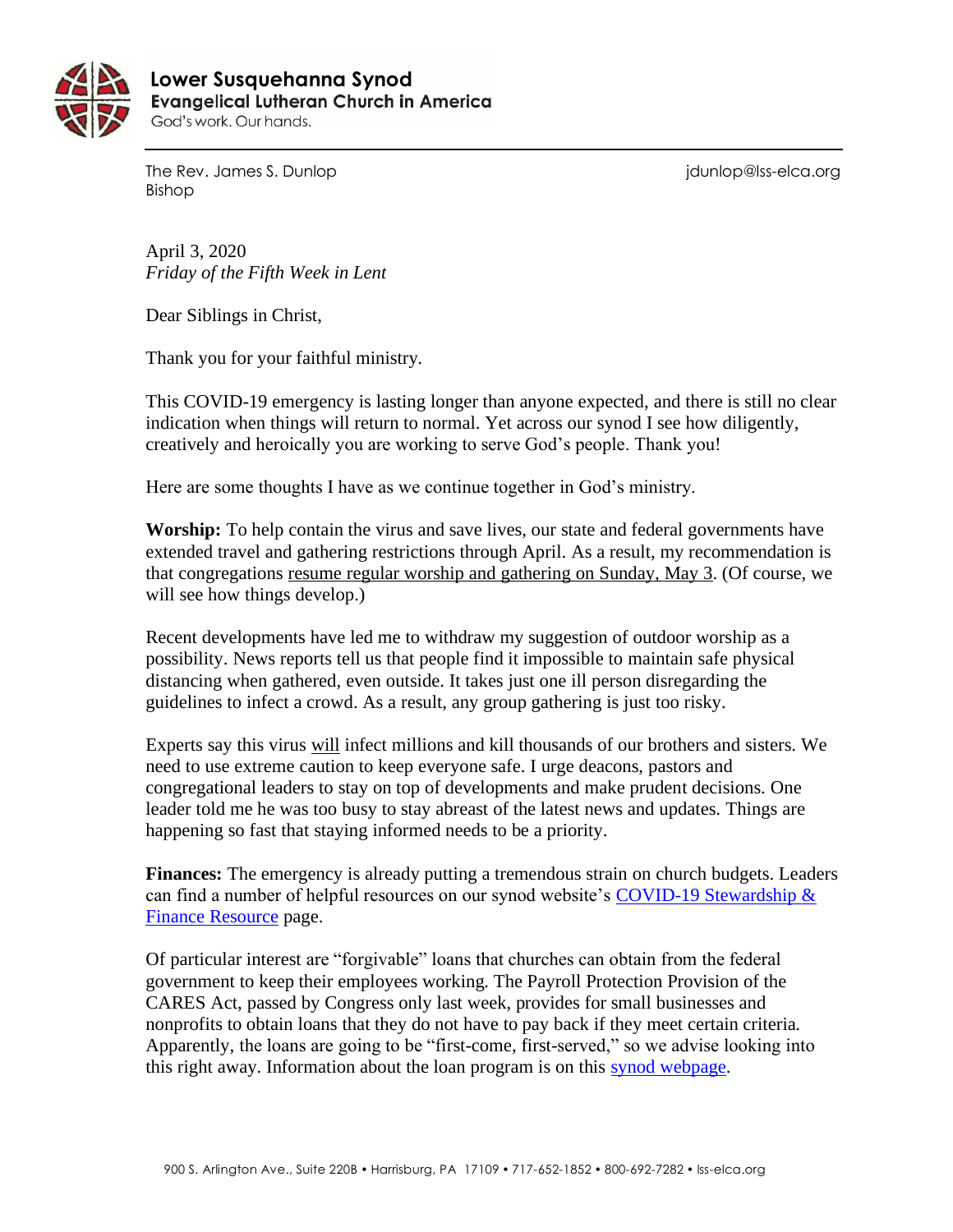**Lower Susquehanna Synod**
**Evangelical Lutheran Church in America**
God's work. Our hands.

The Rev. James S. Dunlop
Bishop

jdunlop@lss-elca.org

April 3, 2020
*Friday of the Fifth Week in Lent*

Dear Siblings in Christ,

Thank you for your faithful ministry.

This COVID-19 emergency is lasting longer than anyone expected, and there is still no clear indication when things will return to normal. Yet across our synod I see how diligently, creatively and heroically you are working to serve God's people. Thank you!

Here are some thoughts I have as we continue together in God's ministry.

**Worship:** To help contain the virus and save lives, our state and federal governments have extended travel and gathering restrictions through April. As a result, my recommendation is that congregations <u>resume regular worship and gathering on Sunday, May 3</u>. (Of course, we will see how things develop.)

Recent developments have led me to withdraw my suggestion of outdoor worship as a possibility. News reports tell us that people find it impossible to maintain safe physical distancing when gathered, even outside. It takes just one ill person disregarding the guidelines to infect a crowd. As a result, any group gathering is just too risky.

Experts say this virus <u>will</u> infect millions and kill thousands of our brothers and sisters. We need to use extreme caution to keep everyone safe. I urge deacons, pastors and congregational leaders to stay on top of developments and make prudent decisions. One leader told me he was too busy to stay abreast of the latest news and updates. Things are happening so fast that staying informed needs to be a priority.

**Finances:** The emergency is already putting a tremendous strain on church budgets. Leaders can find a number of helpful resources on our synod website's COVID-19 Stewardship & Finance Resource page.

Of particular interest are "forgivable" loans that churches can obtain from the federal government to keep their employees working. The Payroll Protection Provision of the CARES Act, passed by Congress only last week, provides for small businesses and nonprofits to obtain loans that they do not have to pay back if they meet certain criteria. Apparently, the loans are going to be "first-come, first-served," so we advise looking into this right away. Information about the loan program is on this synod webpage.

900 S. Arlington Ave., Suite 220B • Harrisburg, PA 17109 • 717-652-1852 • 800-692-7282 • lss-elca.org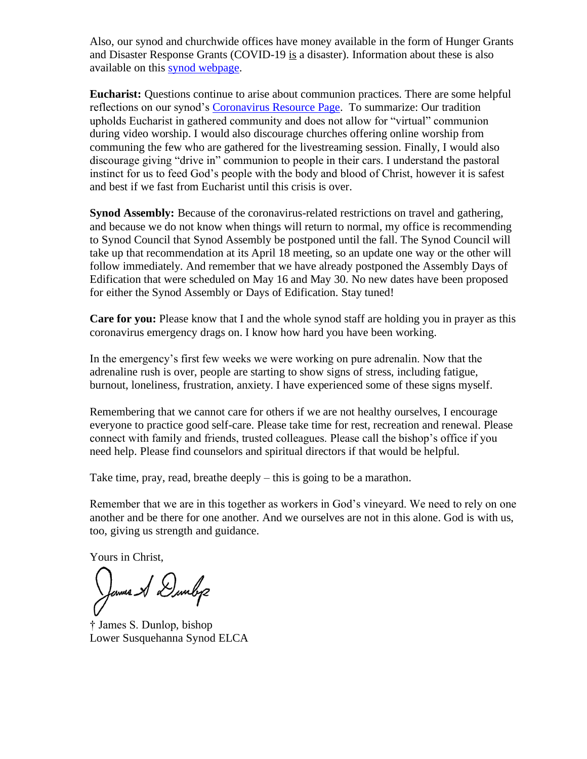Also, our synod and churchwide offices have money available in the form of Hunger Grants and Disaster Response Grants (COVID-19 is a disaster). Information about these is also available on this synod webpage.

**Eucharist:** Questions continue to arise about communion practices. There are some helpful reflections on our synod's Coronavirus Resource Page. To summarize: Our tradition upholds Eucharist in gathered community and does not allow for "virtual" communion during video worship. I would also discourage churches offering online worship from communing the few who are gathered for the livestreaming session. Finally, I would also discourage giving "drive in" communion to people in their cars. I understand the pastoral instinct for us to feed God's people with the body and blood of Christ, however it is safest and best if we fast from Eucharist until this crisis is over.

**Synod Assembly:** Because of the coronavirus-related restrictions on travel and gathering, and because we do not know when things will return to normal, my office is recommending to Synod Council that Synod Assembly be postponed until the fall. The Synod Council will take up that recommendation at its April 18 meeting, so an update one way or the other will follow immediately. And remember that we have already postponed the Assembly Days of Edification that were scheduled on May 16 and May 30. No new dates have been proposed for either the Synod Assembly or Days of Edification. Stay tuned!

**Care for you:** Please know that I and the whole synod staff are holding you in prayer as this coronavirus emergency drags on. I know how hard you have been working.

In the emergency's first few weeks we were working on pure adrenalin. Now that the adrenaline rush is over, people are starting to show signs of stress, including fatigue, burnout, loneliness, frustration, anxiety. I have experienced some of these signs myself.

Remembering that we cannot care for others if we are not healthy ourselves, I encourage everyone to practice good self-care. Please take time for rest, recreation and renewal. Please connect with family and friends, trusted colleagues. Please call the bishop's office if you need help. Please find counselors and spiritual directors if that would be helpful.

Take time, pray, read, breathe deeply – this is going to be a marathon.

Remember that we are in this together as workers in God's vineyard. We need to rely on one another and be there for one another. And we ourselves are not in this alone. God is with us, too, giving us strength and guidance.

Yours in Christ,

James S. Dunlop

† James S. Dunlop, bishop
Lower Susquehanna Synod ELCA